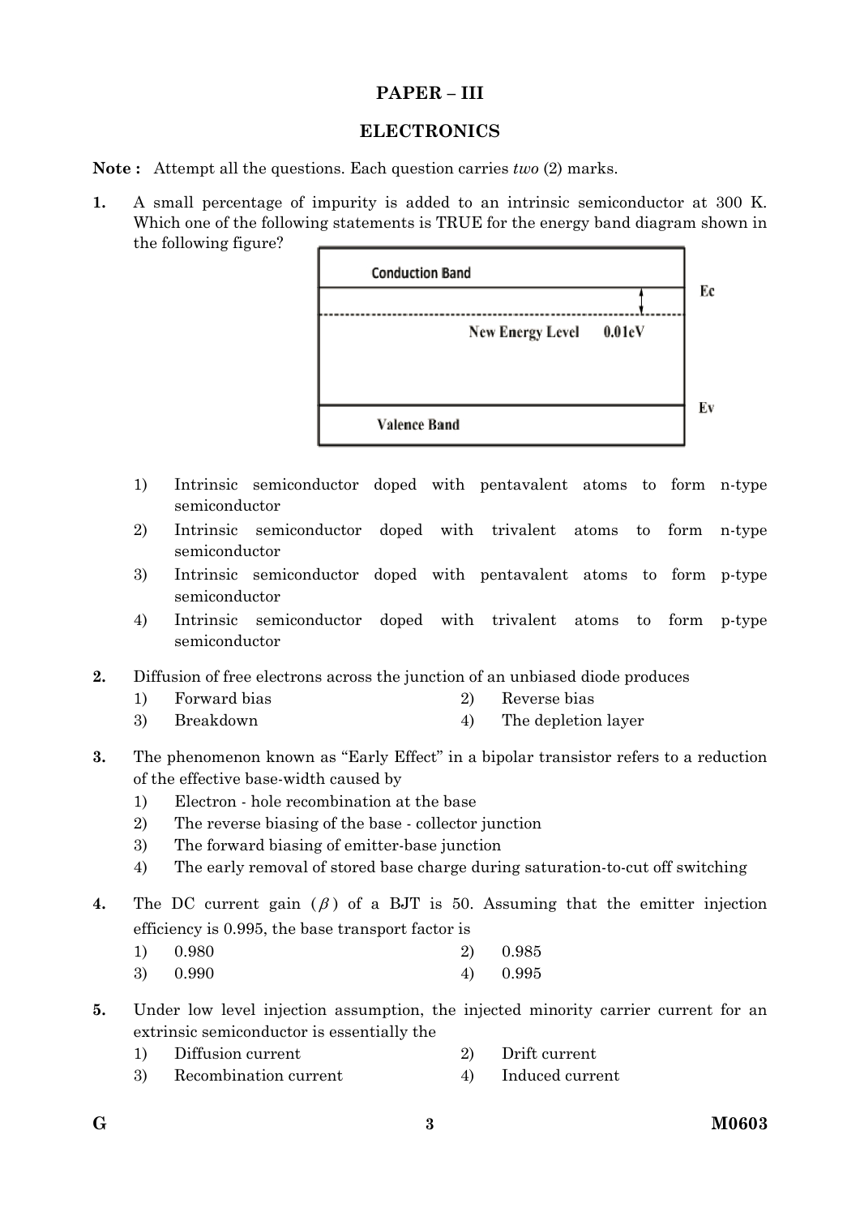## PAPER – III

## ELECTRONICS

**Note :** Attempt all the questions. Each question carries *two* (2) marks.

**1.** A small percentage of impurity is added to an intrinsic semiconductor at 300 K. Which one of the following statements is TRUE for the energy band diagram shown in the following figure?

1) Intrinsic semiconductor doped with pentavalent atoms to form n-type semiconductor
2) Intrinsic semiconductor doped with trivalent atoms to form n-type semiconductor
3) Intrinsic semiconductor doped with pentavalent atoms to form p-type semiconductor
4) Intrinsic semiconductor doped with trivalent atoms to form p-type semiconductor

**2.** Diffusion of free electrons across the junction of an unbiased diode produces

1) Forward bias
2) Reverse bias
3) Breakdown
4) The depletion layer

**3.** The phenomenon known as "Early Effect" in a bipolar transistor refers to a reduction of the effective base-width caused by

1) Electron - hole recombination at the base
2) The reverse biasing of the base - collector junction
3) The forward biasing of emitter-base junction
4) The early removal of stored base charge during saturation-to-cut off switching

**4.** The DC current gain ($\beta$) of a BJT is 50. Assuming that the emitter injection efficiency is 0.995, the base transport factor is

1) 0.980
2) 0.985
3) 0.990
4) 0.995

**5.** Under low level injection assumption, the injected minority carrier current for an extrinsic semiconductor is essentially the

1) Diffusion current
2) Drift current
3) Recombination current
4) Induced current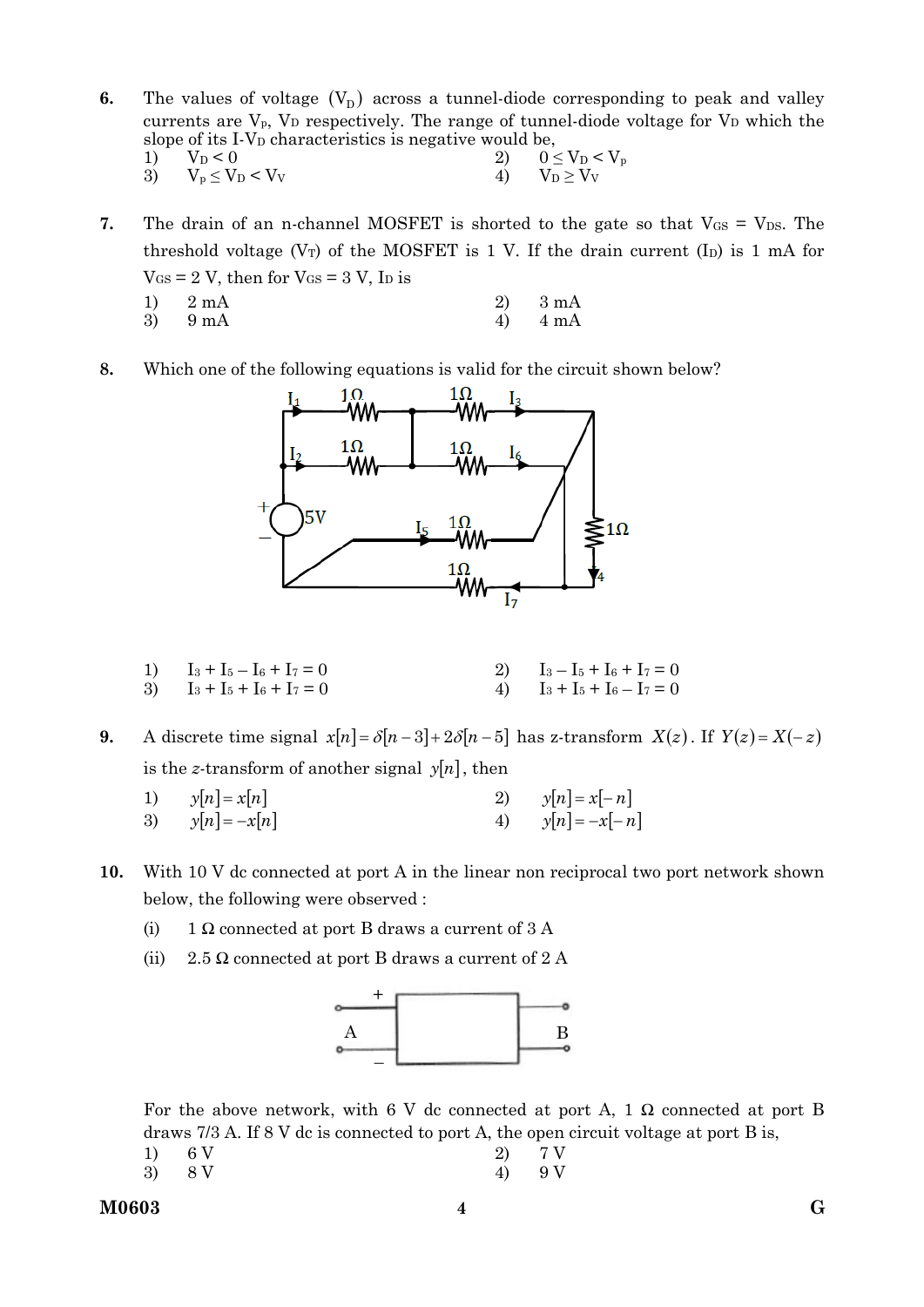**6.** The values of voltage ($V_D$) across a tunnel-diode corresponding to peak and valley currents are $V_p$, $V_D$ respectively. The range of tunnel-diode voltage for $V_D$ which the slope of its I-$V_D$ characteristics is negative would be,

1) $V_D < 0$
2) $0 \le V_D < V_p$
3) $V_p \le V_D < V_V$
4) $V_D \ge V_V$

**7.** The drain of an n-channel MOSFET is shorted to the gate so that $V_{GS} = V_{DS}$. The threshold voltage ($V_T$) of the MOSFET is 1 V. If the drain current ($I_D$) is 1 mA for $V_{GS} = 2$ V, then for $V_{GS} = 3$ V, $I_D$ is

1) 2 mA
2) 3 mA
3) 9 mA
4) 4 mA

**8.** Which one of the following equations is valid for the circuit shown below?

1) $I_3 + I_5 - I_6 + I_7 = 0$
2) $I_3 - I_5 + I_6 + I_7 = 0$
3) $I_3 + I_5 + I_6 + I_7 = 0$
4) $I_3 + I_5 + I_6 - I_7 = 0$

**9.** A discrete time signal $x[n] = \delta[n-3] + 2\delta[n-5]$ has z-transform $X(z)$. If $Y(z) = X(-z)$ is the *z*-transform of another signal $y[n]$, then

1) $y[n] = x[n]$
2) $y[n] = x[-n]$
3) $y[n] = -x[n]$
4) $y[n] = -x[-n]$

**10.** With 10 V dc connected at port A in the linear non reciprocal two port network shown below, the following were observed :

(i) 1 Ω connected at port B draws a current of 3 A

(ii) 2.5 Ω connected at port B draws a current of 2 A

For the above network, with 6 V dc connected at port A, 1 Ω connected at port B draws 7/3 A. If 8 V dc is connected to port A, the open circuit voltage at port B is,

1) 6 V
2) 7 V
3) 8 V
4) 9 V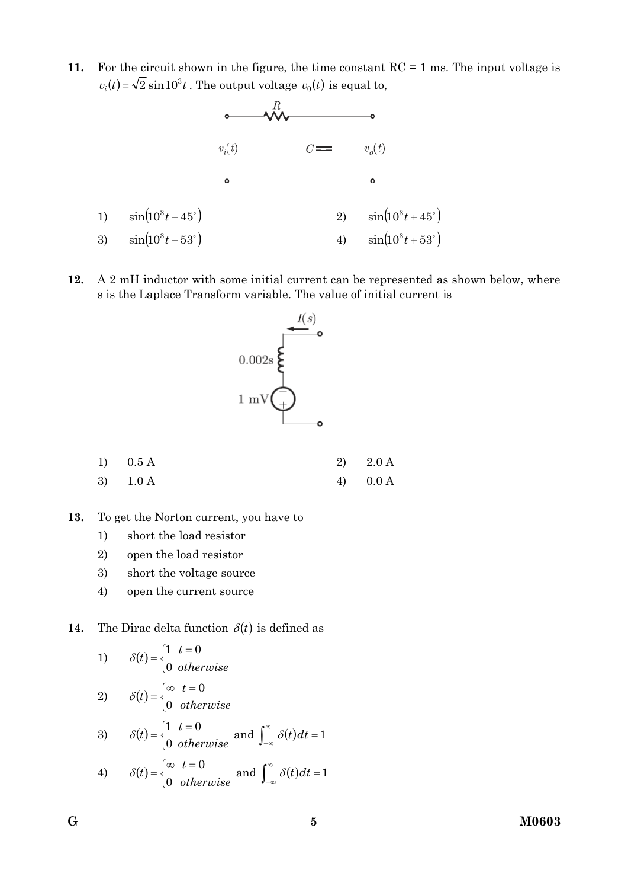**11.** For the circuit shown in the figure, the time constant RC = 1 ms. The input voltage is $v_i(t) = \sqrt{2}\sin 10^3 t$. The output voltage $v_0(t)$ is equal to,

1) $\sin(10^3 t - 45^\circ)$
2) $\sin(10^3 t + 45^\circ)$
3) $\sin(10^3 t - 53^\circ)$
4) $\sin(10^3 t + 53^\circ)$

**12.** A 2 mH inductor with some initial current can be represented as shown below, where s is the Laplace Transform variable. The value of initial current is

1) 0.5 A
2) 2.0 A
3) 1.0 A
4) 0.0 A

**13.** To get the Norton current, you have to

1) short the load resistor
2) open the load resistor
3) short the voltage source
4) open the current source

**14.** The Dirac delta function $\delta(t)$ is defined as

1) $\delta(t) = \begin{cases} 1 & t = 0 \\ 0 & otherwise \end{cases}$

2) $\delta(t) = \begin{cases} \infty & t = 0 \\ 0 & otherwise \end{cases}$

3) $\delta(t) = \begin{cases} 1 & t = 0 \\ 0 & otherwise \end{cases}$ and $\int_{-\infty}^{\infty} \delta(t)dt = 1$

4) $\delta(t) = \begin{cases} \infty & t = 0 \\ 0 & otherwise \end{cases}$ and $\int_{-\infty}^{\infty} \delta(t)dt = 1$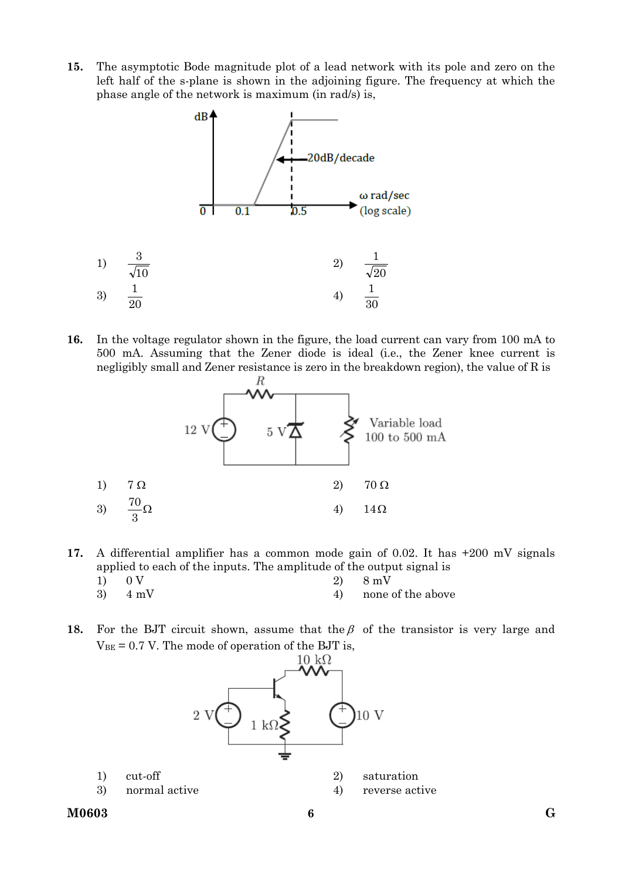**15.** The asymptotic Bode magnitude plot of a lead network with its pole and zero on the left half of the s-plane is shown in the adjoining figure. The frequency at which the phase angle of the network is maximum (in rad/s) is,

1) $\frac{3}{\sqrt{10}}$ 2) $\frac{1}{\sqrt{20}}$

3) $\frac{1}{20}$ 4) $\frac{1}{30}$

**16.** In the voltage regulator shown in the figure, the load current can vary from 100 mA to 500 mA. Assuming that the Zener diode is ideal (i.e., the Zener knee current is negligibly small and Zener resistance is zero in the breakdown region), the value of R is

1) 7 Ω 2) 70 Ω

3) $\frac{70}{3}$ Ω 4) 14Ω

**17.** A differential amplifier has a common mode gain of 0.02. It has +200 mV signals applied to each of the inputs. The amplitude of the output signal is

1) 0 V 2) 8 mV

3) 4 mV 4) none of the above

**18.** For the BJT circuit shown, assume that the $\beta$ of the transistor is very large and $V_{BE}$ = 0.7 V. The mode of operation of the BJT is,

1) cut-off 2) saturation

3) normal active 4) reverse active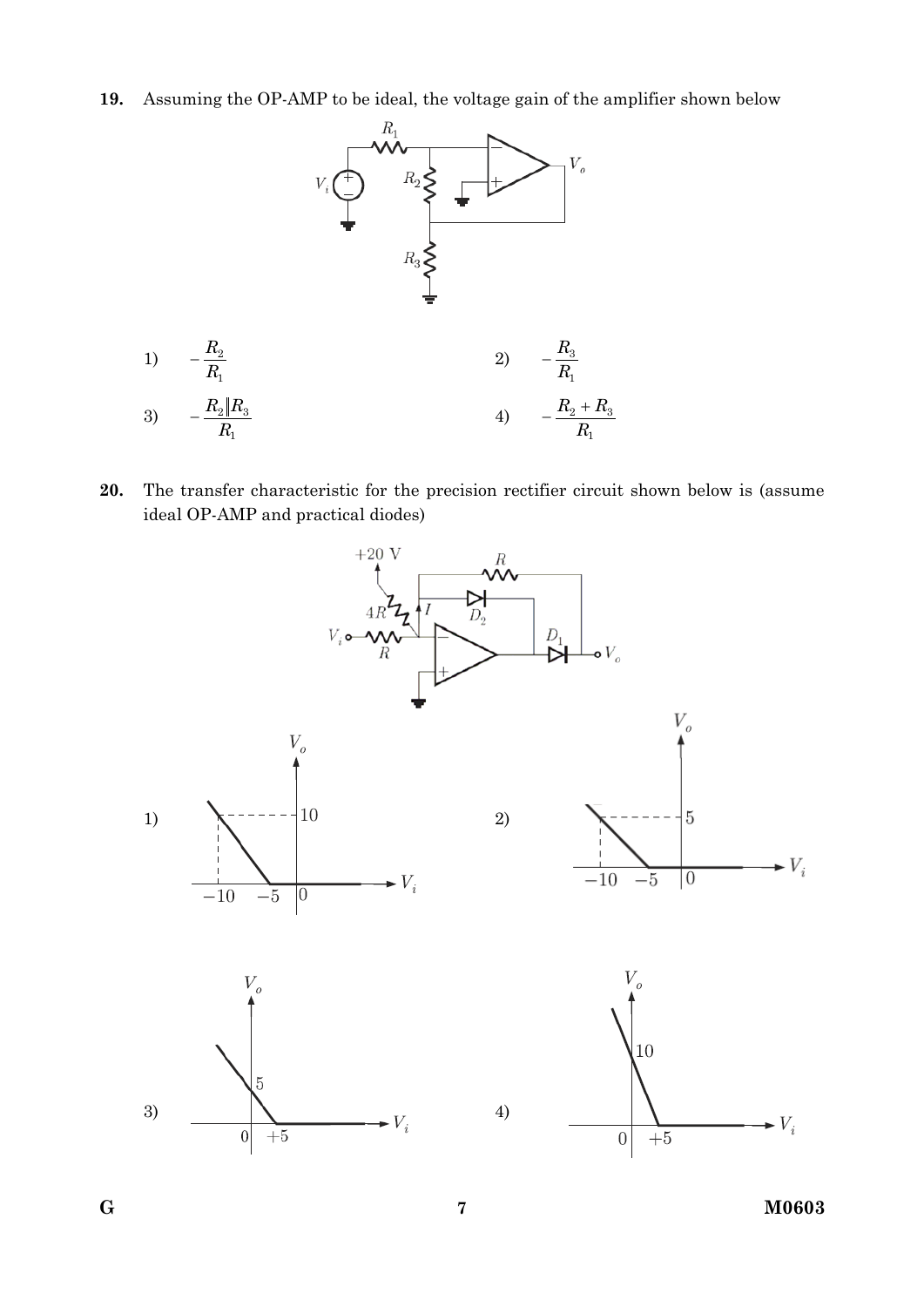**19.** Assuming the OP-AMP to be ideal, the voltage gain of the amplifier shown below

1) $-\dfrac{R_2}{R_1}$

2) $-\dfrac{R_3}{R_1}$

3) $-\dfrac{R_2 \| R_3}{R_1}$

4) $-\dfrac{R_2 + R_3}{R_1}$

**20.** The transfer characteristic for the precision rectifier circuit shown below is (assume ideal OP-AMP and practical diodes)

1)

2)

3)

4)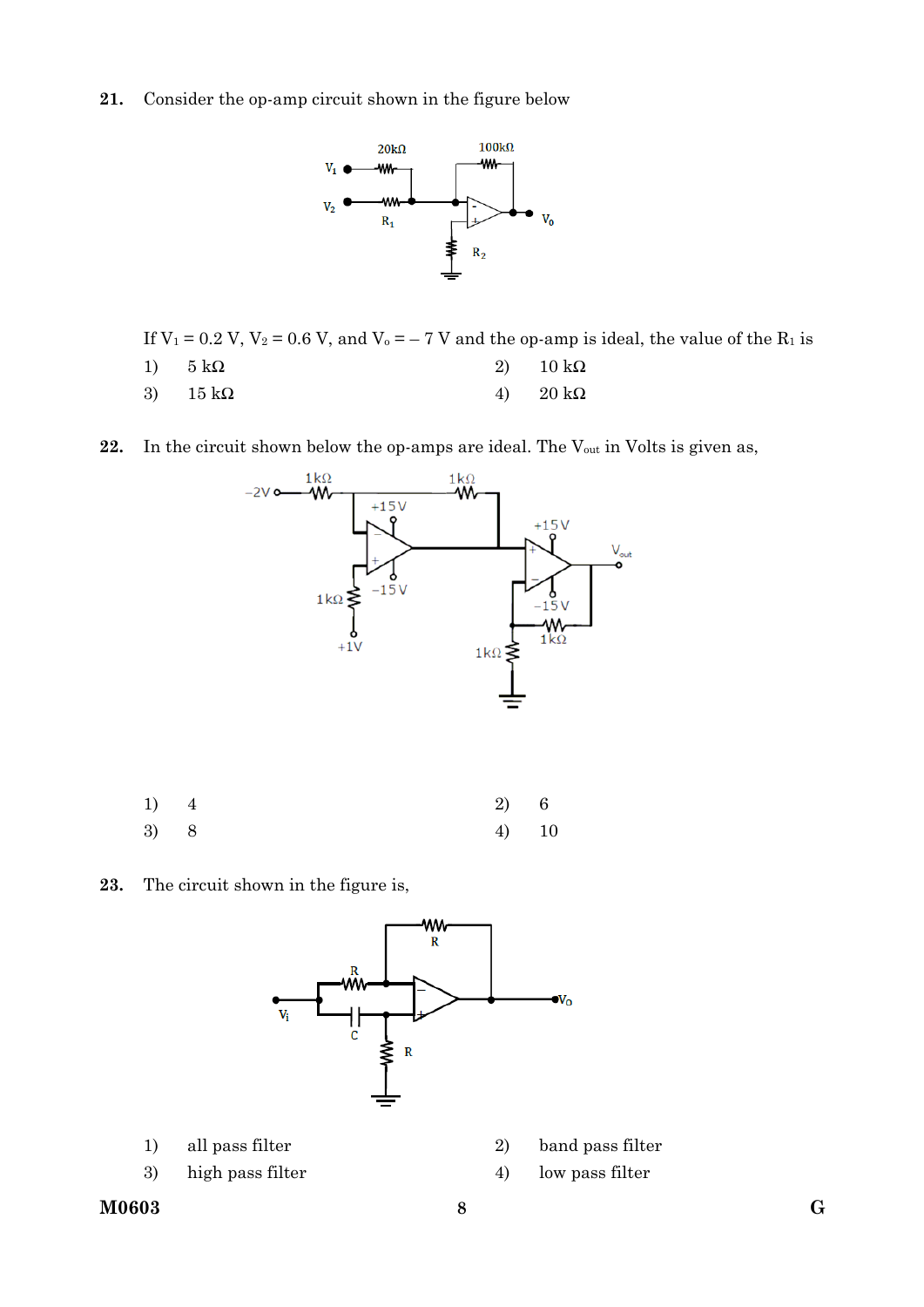**21.** Consider the op-amp circuit shown in the figure below

If $V_1 = 0.2$ V, $V_2 = 0.6$ V, and $V_o = -7$ V and the op-amp is ideal, the value of the $R_1$ is

1) 5 kΩ
2) 10 kΩ
3) 15 kΩ
4) 20 kΩ

**22.** In the circuit shown below the op-amps are ideal. The $V_{out}$ in Volts is given as,

1) 4
2) 6
3) 8
4) 10

**23.** The circuit shown in the figure is,

1) all pass filter
2) band pass filter
3) high pass filter
4) low pass filter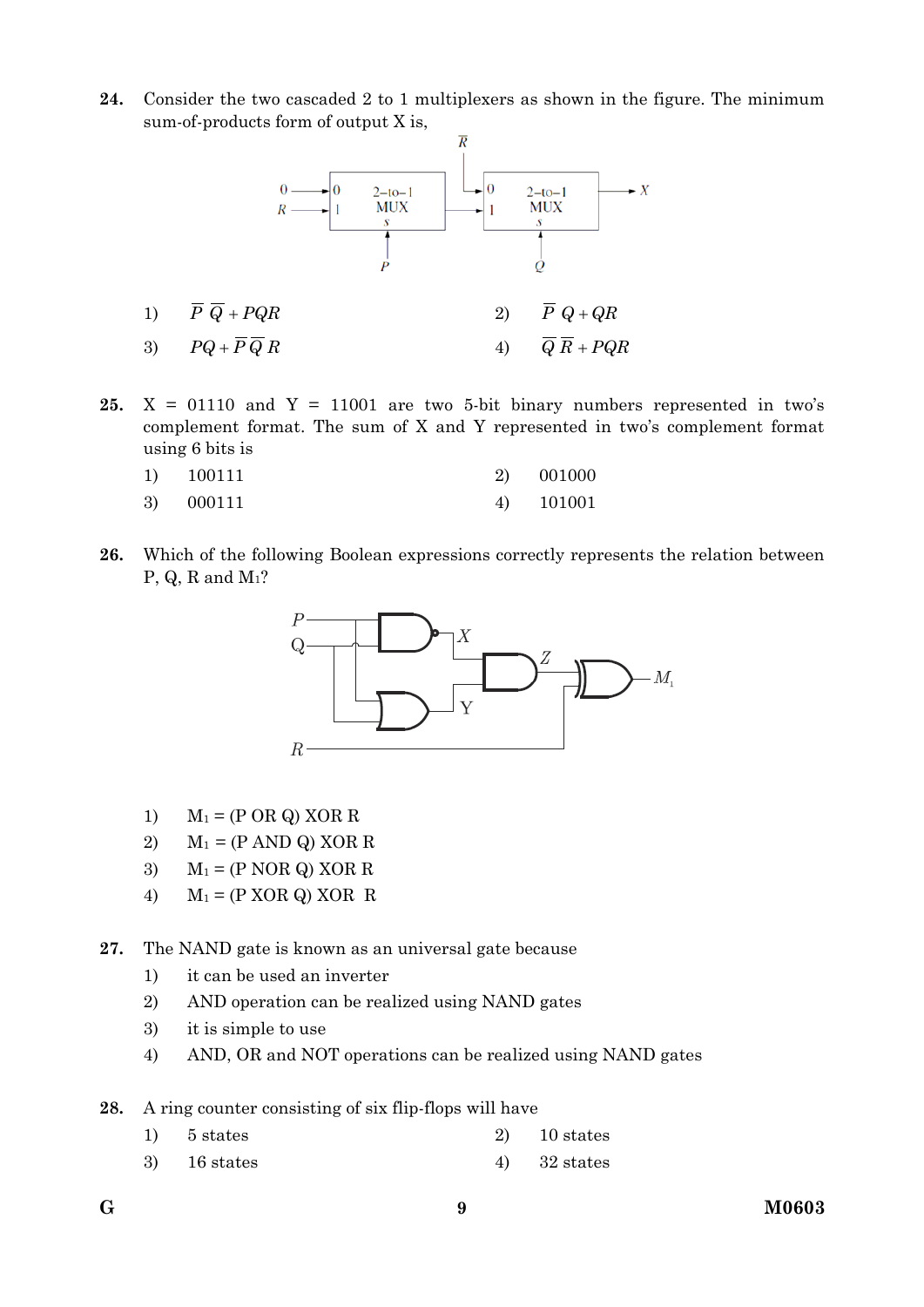**24.** Consider the two cascaded 2 to 1 multiplexers as shown in the figure. The minimum sum-of-products form of output X is,

1) $\overline{P}\,\overline{Q} + PQR$
2) $\overline{P}\,Q + QR$
3) $PQ + \overline{P}\,\overline{Q}\,R$
4) $\overline{Q}\,\overline{R} + PQR$

**25.** X = 01110 and Y = 11001 are two 5-bit binary numbers represented in two's complement format. The sum of X and Y represented in two's complement format using 6 bits is

1) 100111
2) 001000
3) 000111
4) 101001

**26.** Which of the following Boolean expressions correctly represents the relation between P, Q, R and $M_1$?

1) $M_1$ = (P OR Q) XOR R
2) $M_1$ = (P AND Q) XOR R
3) $M_1$ = (P NOR Q) XOR R
4) $M_1$ = (P XOR Q) XOR R

**27.** The NAND gate is known as an universal gate because

1) it can be used an inverter
2) AND operation can be realized using NAND gates
3) it is simple to use
4) AND, OR and NOT operations can be realized using NAND gates

**28.** A ring counter consisting of six flip-flops will have

1) 5 states
2) 10 states
3) 16 states
4) 32 states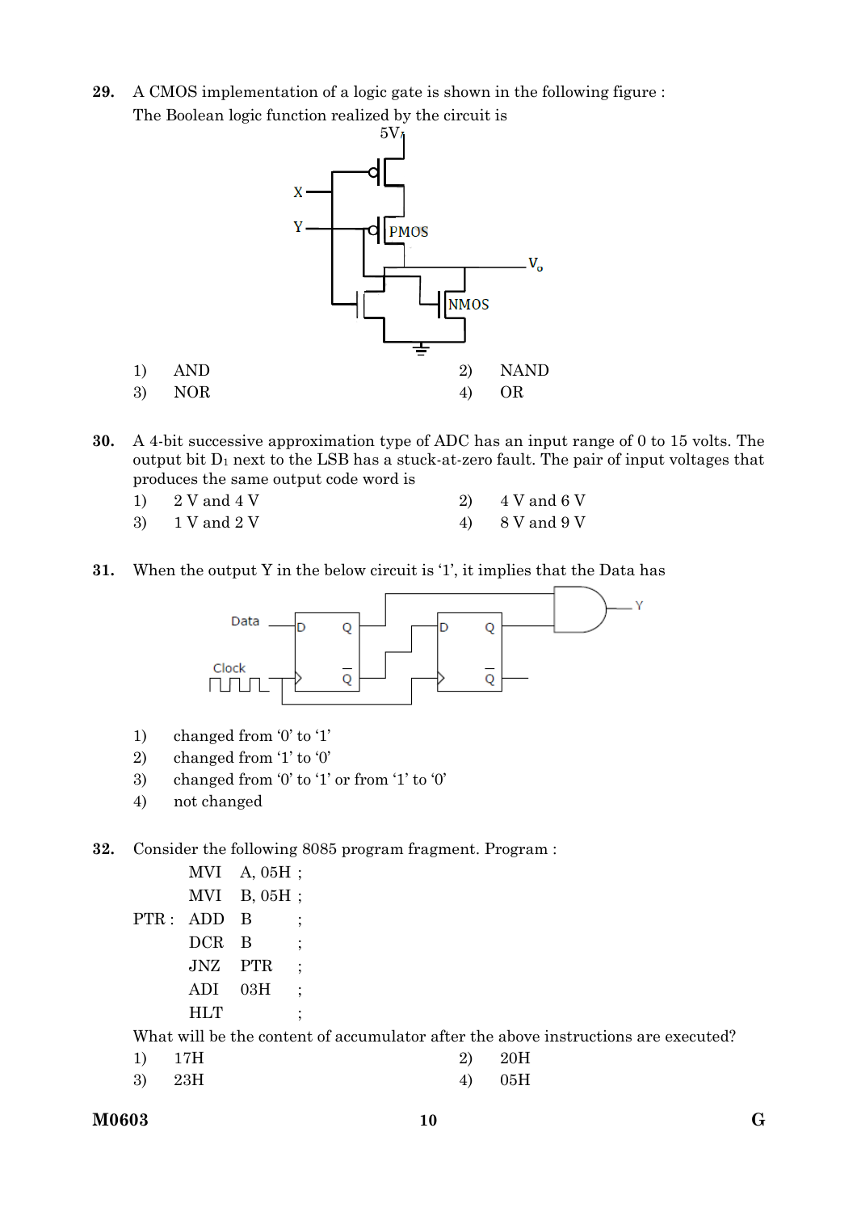**29.** A CMOS implementation of a logic gate is shown in the following figure :

The Boolean logic function realized by the circuit is

1) AND
2) NAND
3) NOR
4) OR

**30.** A 4-bit successive approximation type of ADC has an input range of 0 to 15 volts. The output bit $D_1$ next to the LSB has a stuck-at-zero fault. The pair of input voltages that produces the same output code word is

1) 2 V and 4 V
2) 4 V and 6 V
3) 1 V and 2 V
4) 8 V and 9 V

**31.** When the output Y in the below circuit is '1', it implies that the Data has

1) changed from '0' to '1'
2) changed from '1' to '0'
3) changed from '0' to '1' or from '1' to '0'
4) not changed

**32.** Consider the following 8085 program fragment. Program :

```
       MVI   A, 05H ;
       MVI   B, 05H ;
PTR :  ADD   B      ;
       DCR   B      ;
       JNZ   PTR    ;
       ADI   03H    ;
       HLT          ;
```

What will be the content of accumulator after the above instructions are executed?

1) 17H
2) 20H
3) 23H
4) 05H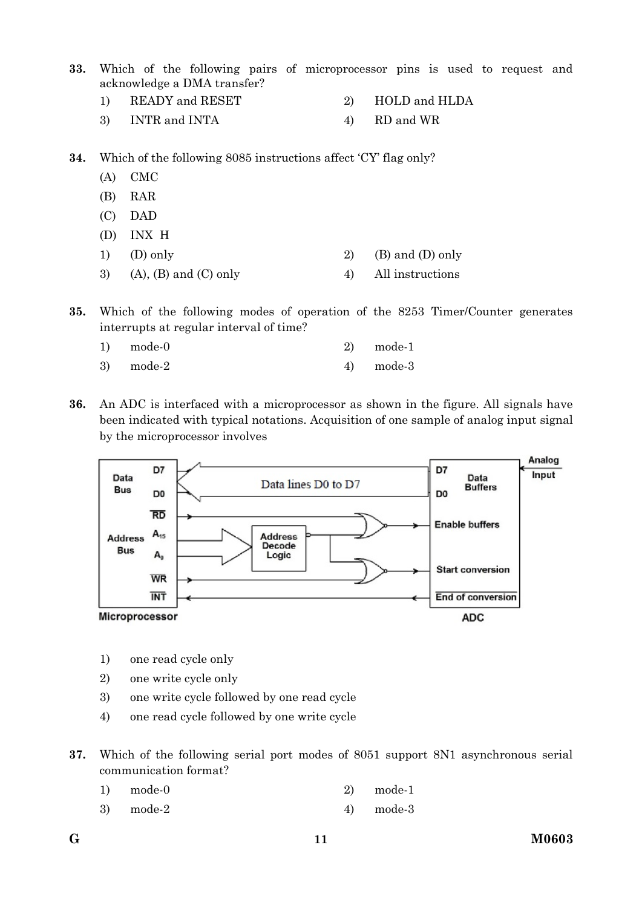33. Which of the following pairs of microprocessor pins is used to request and acknowledge a DMA transfer?

| | | | |
|---|---|---|---|
| 1) | READY and RESET | 2) | HOLD and HLDA |
| 3) | INTR and INTA | 4) | RD and WR |

34. Which of the following 8085 instructions affect 'CY' flag only?

(A) CMC

(B) RAR

(C) DAD

(D) INX H

| | | | |
|---|---|---|---|
| 1) | (D) only | 2) | (B) and (D) only |
| 3) | (A), (B) and (C) only | 4) | All instructions |

35. Which of the following modes of operation of the 8253 Timer/Counter generates interrupts at regular interval of time?

| | | | |
|---|---|---|---|
| 1) | mode-0 | 2) | mode-1 |
| 3) | mode-2 | 4) | mode-3 |

36. An ADC is interfaced with a microprocessor as shown in the figure. All signals have been indicated with typical notations. Acquisition of one sample of analog input signal by the microprocessor involves

1) one read cycle only
2) one write cycle only
3) one write cycle followed by one read cycle
4) one read cycle followed by one write cycle

37. Which of the following serial port modes of 8051 support 8N1 asynchronous serial communication format?

| | | | |
|---|---|---|---|
| 1) | mode-0 | 2) | mode-1 |
| 3) | mode-2 | 4) | mode-3 |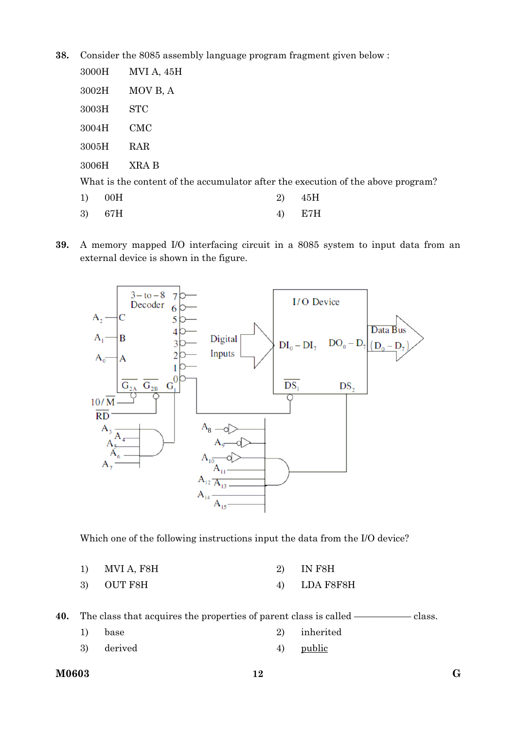**38.** Consider the 8085 assembly language program fragment given below :

```
3000H    MVI A, 45H
3002H    MOV B, A
3003H    STC
3004H    CMC
3005H    RAR
3006H    XRA B
```

What is the content of the accumulator after the execution of the above program?

1) 00H
2) 45H
3) 67H
4) E7H

**39.** A memory mapped I/O interfacing circuit in a 8085 system to input data from an external device is shown in the figure.

Which one of the following instructions input the data from the I/O device?

1) MVI A, F8H
2) IN F8H
3) OUT F8H
4) LDA F8F8H

**40.** The class that acquires the properties of parent class is called ———— class.

1) base
2) inherited
3) derived
4) public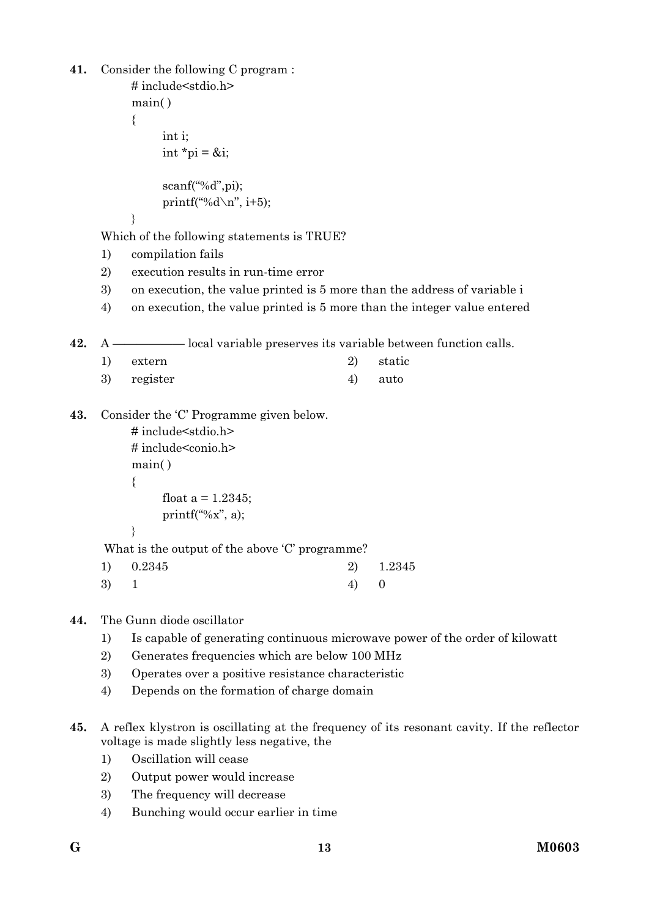**41.** Consider the following C program :

```
# include<stdio.h>
main( )
{
    int i;
    int *pi = &i;

    scanf("%d",pi);
    printf("%d\n", i+5);
}
```

Which of the following statements is TRUE?

1) compilation fails
2) execution results in run-time error
3) on execution, the value printed is 5 more than the address of variable i
4) on execution, the value printed is 5 more than the integer value entered

**42.** A ———— local variable preserves its variable between function calls.

1) extern
2) static
3) register
4) auto

**43.** Consider the 'C' Programme given below.

```
# include<stdio.h>
# include<conio.h>
main( )
{
    float a = 1.2345;
    printf("%x", a);
}
```

What is the output of the above 'C' programme?

1) 0.2345
2) 1.2345
3) 1
4) 0

**44.** The Gunn diode oscillator

1) Is capable of generating continuous microwave power of the order of kilowatt
2) Generates frequencies which are below 100 MHz
3) Operates over a positive resistance characteristic
4) Depends on the formation of charge domain

**45.** A reflex klystron is oscillating at the frequency of its resonant cavity. If the reflector voltage is made slightly less negative, the

1) Oscillation will cease
2) Output power would increase
3) The frequency will decrease
4) Bunching would occur earlier in time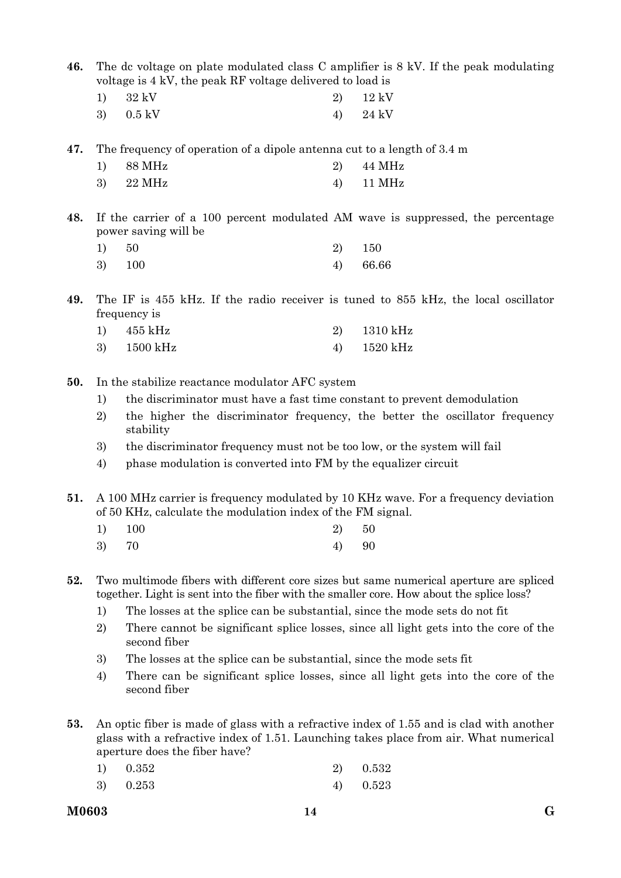**46.** The dc voltage on plate modulated class C amplifier is 8 kV. If the peak modulating voltage is 4 kV, the peak RF voltage delivered to load is

1) 32 kV
2) 12 kV
3) 0.5 kV
4) 24 kV

**47.** The frequency of operation of a dipole antenna cut to a length of 3.4 m

1) 88 MHz
2) 44 MHz
3) 22 MHz
4) 11 MHz

**48.** If the carrier of a 100 percent modulated AM wave is suppressed, the percentage power saving will be

1) 50
2) 150
3) 100
4) 66.66

**49.** The IF is 455 kHz. If the radio receiver is tuned to 855 kHz, the local oscillator frequency is

1) 455 kHz
2) 1310 kHz
3) 1500 kHz
4) 1520 kHz

**50.** In the stabilize reactance modulator AFC system

1) the discriminator must have a fast time constant to prevent demodulation
2) the higher the discriminator frequency, the better the oscillator frequency stability
3) the discriminator frequency must not be too low, or the system will fail
4) phase modulation is converted into FM by the equalizer circuit

**51.** A 100 MHz carrier is frequency modulated by 10 KHz wave. For a frequency deviation of 50 KHz, calculate the modulation index of the FM signal.

1) 100
2) 50
3) 70
4) 90

**52.** Two multimode fibers with different core sizes but same numerical aperture are spliced together. Light is sent into the fiber with the smaller core. How about the splice loss?

1) The losses at the splice can be substantial, since the mode sets do not fit
2) There cannot be significant splice losses, since all light gets into the core of the second fiber
3) The losses at the splice can be substantial, since the mode sets fit
4) There can be significant splice losses, since all light gets into the core of the second fiber

**53.** An optic fiber is made of glass with a refractive index of 1.55 and is clad with another glass with a refractive index of 1.51. Launching takes place from air. What numerical aperture does the fiber have?

1) 0.352
2) 0.532
3) 0.253
4) 0.523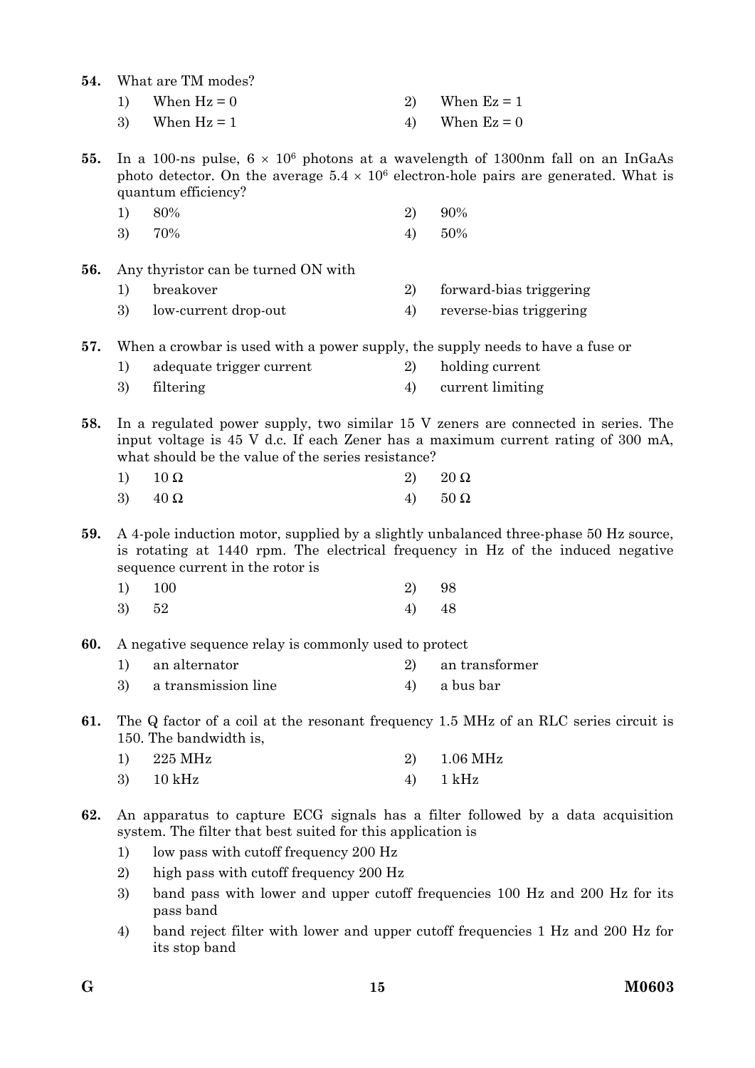**54.** What are TM modes?

1) When Hz = 0
2) When Ez = 1
3) When Hz = 1
4) When Ez = 0

**55.** In a 100-ns pulse, $6 \times 10^6$ photons at a wavelength of 1300nm fall on an InGaAs photo detector. On the average $5.4 \times 10^6$ electron-hole pairs are generated. What is quantum efficiency?

1) 80%
2) 90%
3) 70%
4) 50%

**56.** Any thyristor can be turned ON with

1) breakover
2) forward-bias triggering
3) low-current drop-out
4) reverse-bias triggering

**57.** When a crowbar is used with a power supply, the supply needs to have a fuse or

1) adequate trigger current
2) holding current
3) filtering
4) current limiting

**58.** In a regulated power supply, two similar 15 V zeners are connected in series. The input voltage is 45 V d.c. If each Zener has a maximum current rating of 300 mA, what should be the value of the series resistance?

1) 10 Ω
2) 20 Ω
3) 40 Ω
4) 50 Ω

**59.** A 4-pole induction motor, supplied by a slightly unbalanced three-phase 50 Hz source, is rotating at 1440 rpm. The electrical frequency in Hz of the induced negative sequence current in the rotor is

1) 100
2) 98
3) 52
4) 48

**60.** A negative sequence relay is commonly used to protect

1) an alternator
2) an transformer
3) a transmission line
4) a bus bar

**61.** The Q factor of a coil at the resonant frequency 1.5 MHz of an RLC series circuit is 150. The bandwidth is,

1) 225 MHz
2) 1.06 MHz
3) 10 kHz
4) 1 kHz

**62.** An apparatus to capture ECG signals has a filter followed by a data acquisition system. The filter that best suited for this application is

1) low pass with cutoff frequency 200 Hz
2) high pass with cutoff frequency 200 Hz
3) band pass with lower and upper cutoff frequencies 100 Hz and 200 Hz for its pass band
4) band reject filter with lower and upper cutoff frequencies 1 Hz and 200 Hz for its stop band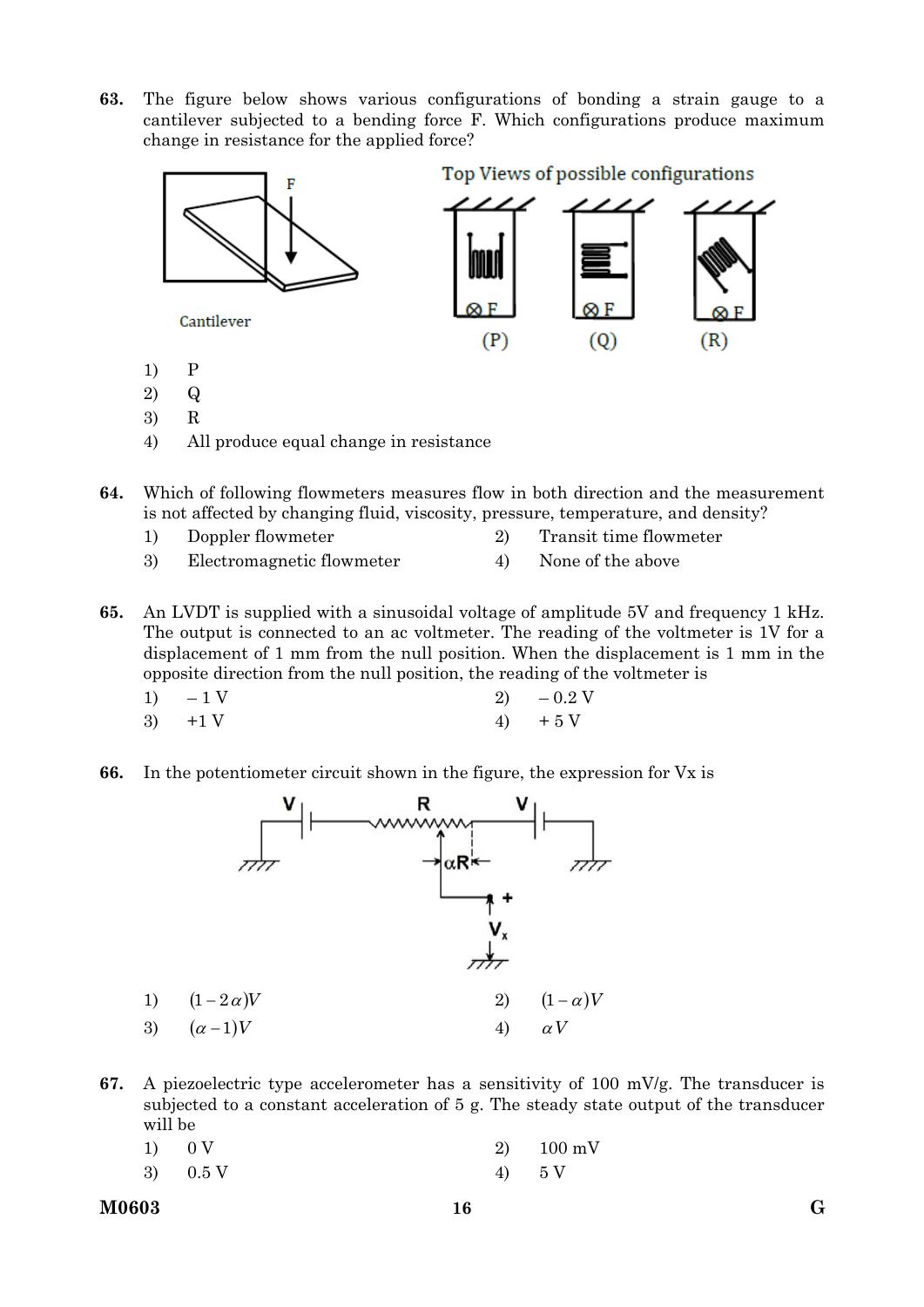**63.** The figure below shows various configurations of bonding a strain gauge to a cantilever subjected to a bending force F. Which configurations produce maximum change in resistance for the applied force?

1) P
2) Q
3) R
4) All produce equal change in resistance

**64.** Which of following flowmeters measures flow in both direction and the measurement is not affected by changing fluid, viscosity, pressure, temperature, and density?

1) Doppler flowmeter
2) Transit time flowmeter
3) Electromagnetic flowmeter
4) None of the above

**65.** An LVDT is supplied with a sinusoidal voltage of amplitude 5V and frequency 1 kHz. The output is connected to an ac voltmeter. The reading of the voltmeter is 1V for a displacement of 1 mm from the null position. When the displacement is 1 mm in the opposite direction from the null position, the reading of the voltmeter is

1) – 1 V
2) – 0.2 V
3) +1 V
4) + 5 V

**66.** In the potentiometer circuit shown in the figure, the expression for Vx is

1) $(1-2\alpha)V$
2) $(1-\alpha)V$
3) $(\alpha-1)V$
4) $\alpha V$

**67.** A piezoelectric type accelerometer has a sensitivity of 100 mV/g. The transducer is subjected to a constant acceleration of 5 g. The steady state output of the transducer will be

1) 0 V
2) 100 mV
3) 0.5 V
4) 5 V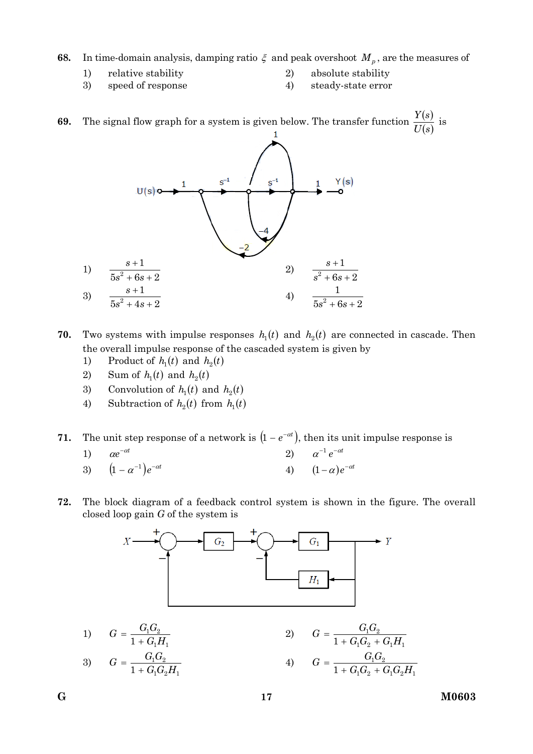68. In time-domain analysis, damping ratio $\xi$ and peak overshoot $M_p$, are the measures of

1) relative stability
2) absolute stability
3) speed of response
4) steady-state error

69. The signal flow graph for a system is given below. The transfer function $\frac{Y(s)}{U(s)}$ is

1) $\frac{s+1}{5s^2+6s+2}$
2) $\frac{s+1}{s^2+6s+2}$
3) $\frac{s+1}{5s^2+4s+2}$
4) $\frac{1}{5s^2+6s+2}$

70. Two systems with impulse responses $h_1(t)$ and $h_2(t)$ are connected in cascade. Then the overall impulse response of the cascaded system is given by

1) Product of $h_1(t)$ and $h_2(t)$
2) Sum of $h_1(t)$ and $h_2(t)$
3) Convolution of $h_1(t)$ and $h_2(t)$
4) Subtraction of $h_2(t)$ from $h_1(t)$

71. The unit step response of a network is $\left(1 - e^{-\alpha t}\right)$, then its unit impulse response is

1) $\alpha e^{-\alpha t}$
2) $\alpha^{-1} e^{-\alpha t}$
3) $\left(1 - \alpha^{-1}\right)e^{-\alpha t}$
4) $(1-\alpha)e^{-\alpha t}$

72. The block diagram of a feedback control system is shown in the figure. The overall closed loop gain $G$ of the system is

1) $G = \frac{G_1G_2}{1+G_1H_1}$
2) $G = \frac{G_1G_2}{1+G_1G_2+G_1H_1}$
3) $G = \frac{G_1G_2}{1+G_1G_2H_1}$
4) $G = \frac{G_1G_2}{1+G_1G_2+G_1G_2H_1}$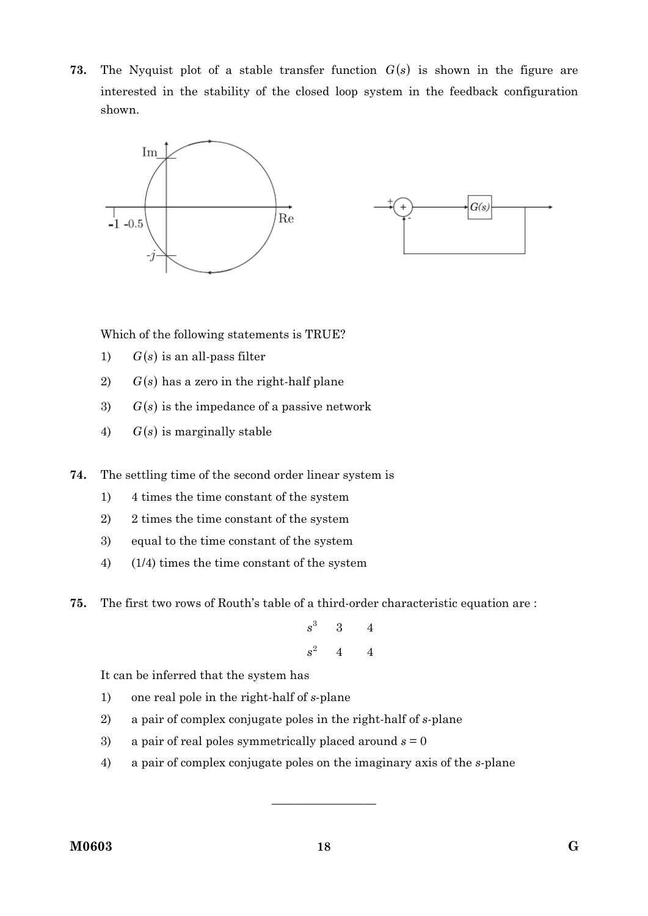**73.** The Nyquist plot of a stable transfer function $G(s)$ is shown in the figure are interested in the stability of the closed loop system in the feedback configuration shown.

Which of the following statements is TRUE?

1) $G(s)$ is an all-pass filter
2) $G(s)$ has a zero in the right-half plane
3) $G(s)$ is the impedance of a passive network
4) $G(s)$ is marginally stable

**74.** The settling time of the second order linear system is

1) 4 times the time constant of the system
2) 2 times the time constant of the system
3) equal to the time constant of the system
4) (1/4) times the time constant of the system

**75.** The first two rows of Routh's table of a third-order characteristic equation are :

| | | |
|---|---|---|
| $s^3$ | 3 | 4 |
| $s^2$ | 4 | 4 |

It can be inferred that the system has

1) one real pole in the right-half of $s$-plane
2) a pair of complex conjugate poles in the right-half of $s$-plane
3) a pair of real poles symmetrically placed around $s = 0$
4) a pair of complex conjugate poles on the imaginary axis of the $s$-plane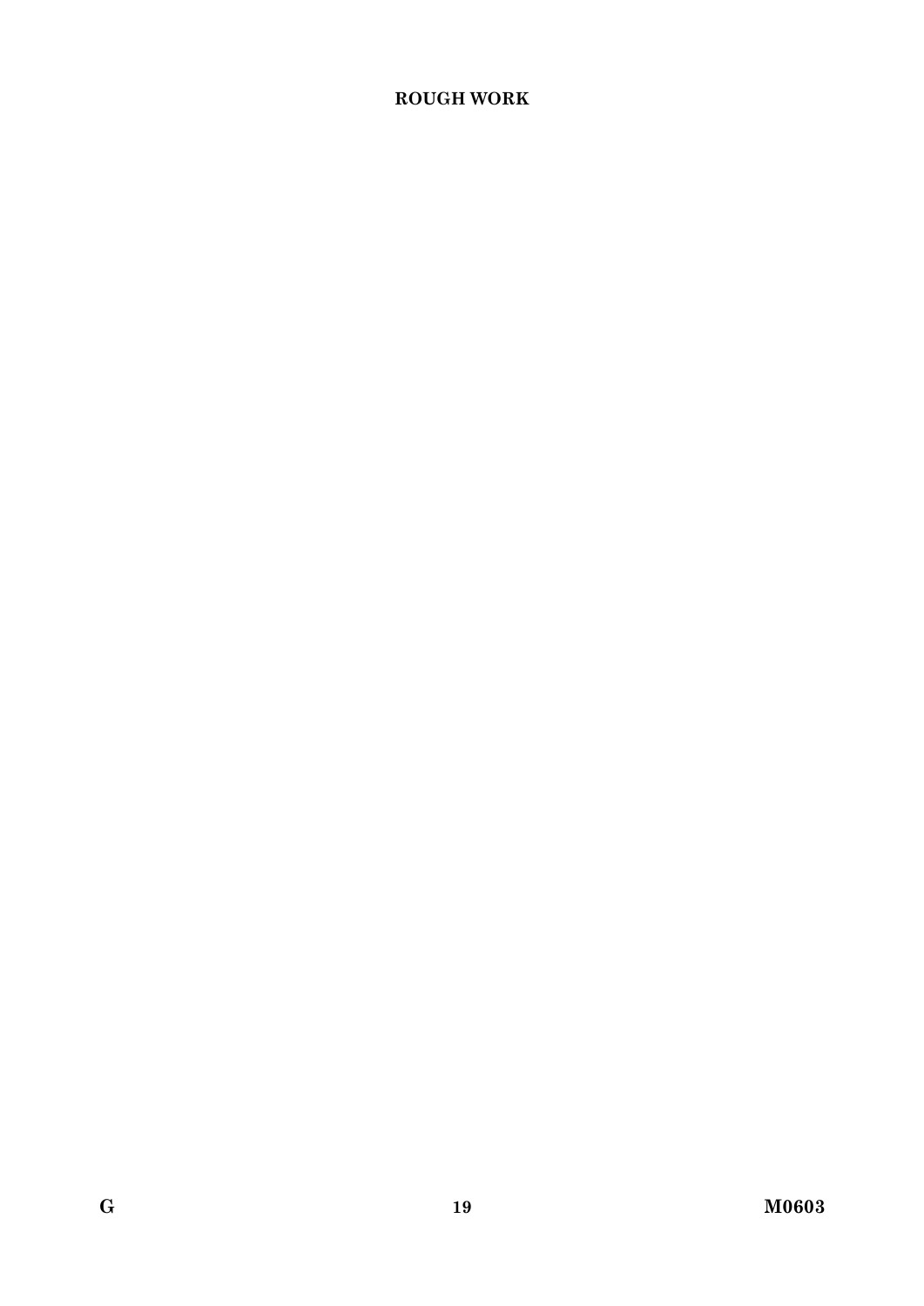## ROUGH WORK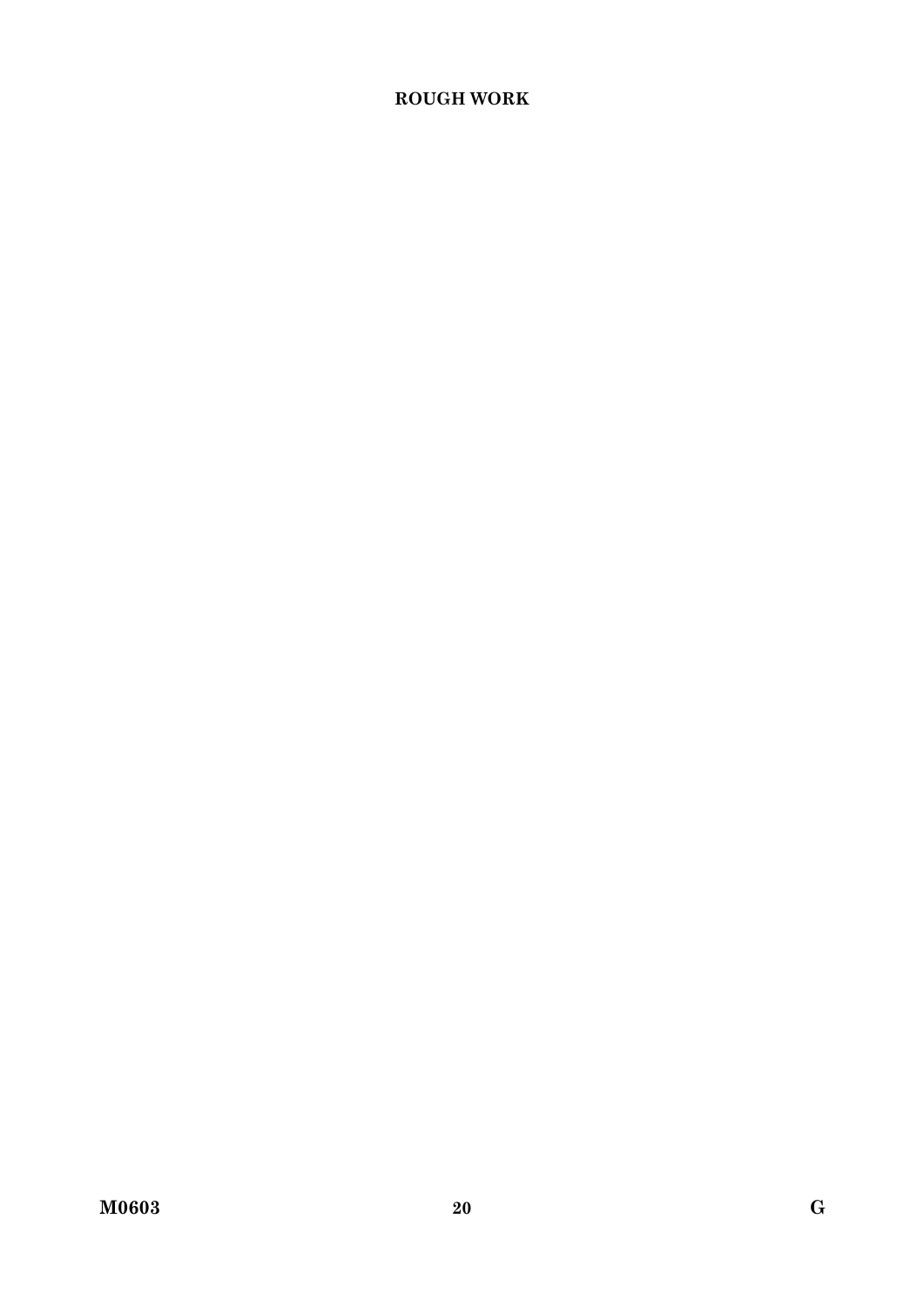## ROUGH WORK